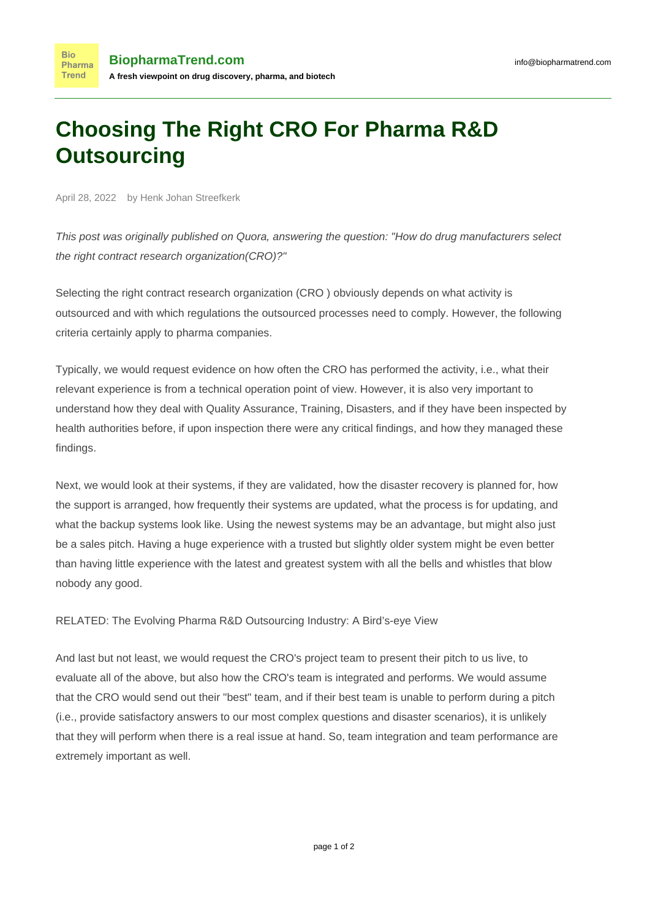# Choosing The Right CRO For Pharma R&D Outsourcing

April 28, 2022 by Henk Johan Streefkerk

*This post was originally published on Quora, answering the question: "How do drug manufacturers select the right contract research organization(CRO)?"*

Selecting the right contract research organization (CRO ) obviously depends on what activity is outsourced and with which regulations the outsourced processes need to comply. However, the following criteria certainly apply to pharma companies.

Typically, we would request evidence on how often the CRO has performed the activity, i.e., what their relevant experience is from a technical operation point of view. However, it is also very important to understand how they deal with Quality Assurance, Training, Disasters, and if they have been inspected by health authorities before, if upon inspection there were any critical findings, and how they managed these findings.

Next, we would look at their systems, if they are validated, how the disaster recovery is planned for, how the support is arranged, how frequently their systems are updated, what the process is for updating, and what the backup systems look like. Using the newest systems may be an advantage, but might also just be a sales pitch. Having a huge experience with a trusted but slightly older system might be even better than having little experience with the latest and greatest system with all the bells and whistles that blow nobody any good.

RELATED: The Evolving Pharma R&D Outsourcing Industry: A Bird's-eye View

And last but not least, we would request the CRO's project team to present their pitch to us live, to evaluate all of the above, but also how the CRO's team is integrated and performs. We would assume that the CRO would send out their "best" team, and if their best team is unable to perform during a pitch (i.e., provide satisfactory answers to our most complex questions and disaster scenarios), it is unlikely that they will perform when there is a real issue at hand. So, team integration and team performance are extremely important as well.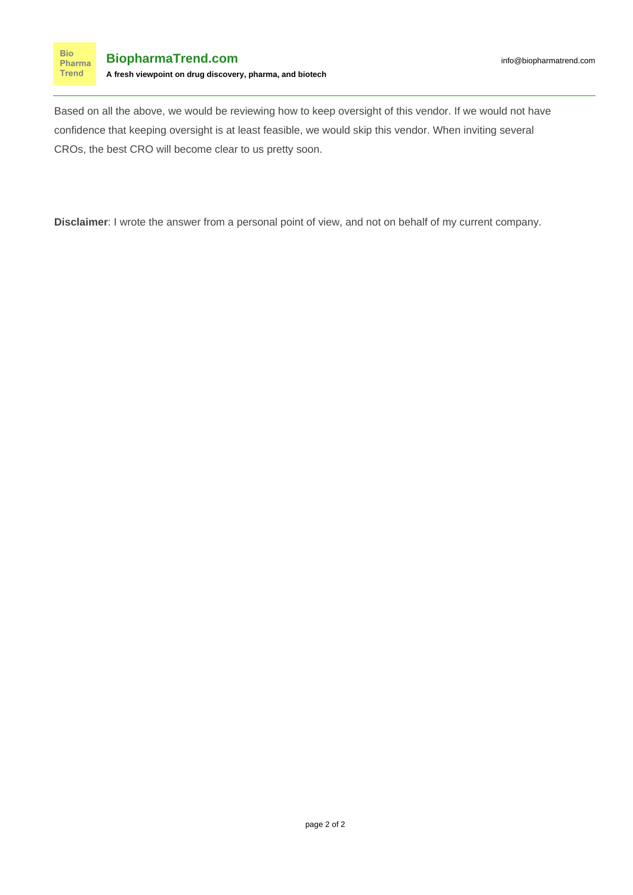Based on all the above, we would be reviewing how to keep oversight of this vendor. If we would not have confidence that keeping oversight is at least feasible, we would skip this vendor. When inviting several CROs, the best CRO will become clear to us pretty soon.

**Disclaimer**: I wrote the answer from a personal point of view, and not on behalf of my current company.